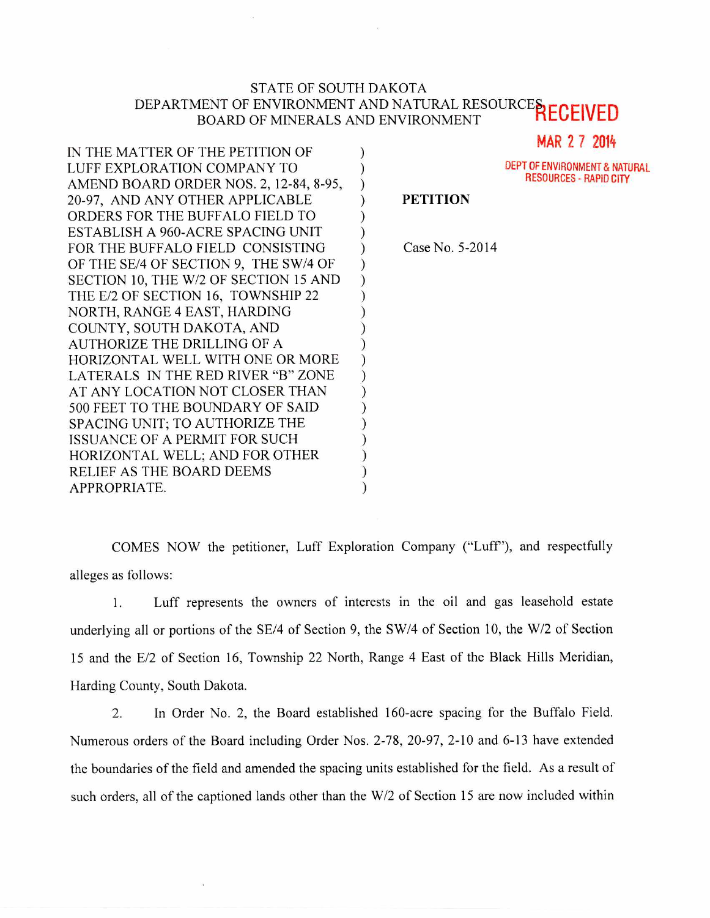STATE OF SOUTH DAKOTA
DEPARTMENT OF ENVIRONMENT AND NATURAL RESOURCES
BOARD OF MINERALS AND ENVIRONMENT

RECEIVED
MAR 27 2014
DEPT OF ENVIRONMENT & NATURAL RESOURCES - RAPID CITY

IN THE MATTER OF THE PETITION OF LUFF EXPLORATION COMPANY TO AMEND BOARD ORDER NOS. 2, 12-84, 8-95, 20-97, AND ANY OTHER APPLICABLE ORDERS FOR THE BUFFALO FIELD TO ESTABLISH A 960-ACRE SPACING UNIT FOR THE BUFFALO FIELD CONSISTING OF THE SE/4 OF SECTION 9, THE SW/4 OF SECTION 10, THE W/2 OF SECTION 15 AND THE E/2 OF SECTION 16, TOWNSHIP 22 NORTH, RANGE 4 EAST, HARDING COUNTY, SOUTH DAKOTA, AND AUTHORIZE THE DRILLING OF A HORIZONTAL WELL WITH ONE OR MORE LATERALS IN THE RED RIVER "B" ZONE AT ANY LOCATION NOT CLOSER THAN 500 FEET TO THE BOUNDARY OF SAID SPACING UNIT; TO AUTHORIZE THE ISSUANCE OF A PERMIT FOR SUCH HORIZONTAL WELL; AND FOR OTHER RELIEF AS THE BOARD DEEMS APPROPRIATE.

**PETITION**

Case No. 5-2014

COMES NOW the petitioner, Luff Exploration Company ("Luff"), and respectfully alleges as follows:

1. Luff represents the owners of interests in the oil and gas leasehold estate underlying all or portions of the SE/4 of Section 9, the SW/4 of Section 10, the W/2 of Section 15 and the E/2 of Section 16, Township 22 North, Range 4 East of the Black Hills Meridian, Harding County, South Dakota.

2. In Order No. 2, the Board established 160-acre spacing for the Buffalo Field. Numerous orders of the Board including Order Nos. 2-78, 20-97, 2-10 and 6-13 have extended the boundaries of the field and amended the spacing units established for the field. As a result of such orders, all of the captioned lands other than the W/2 of Section 15 are now included within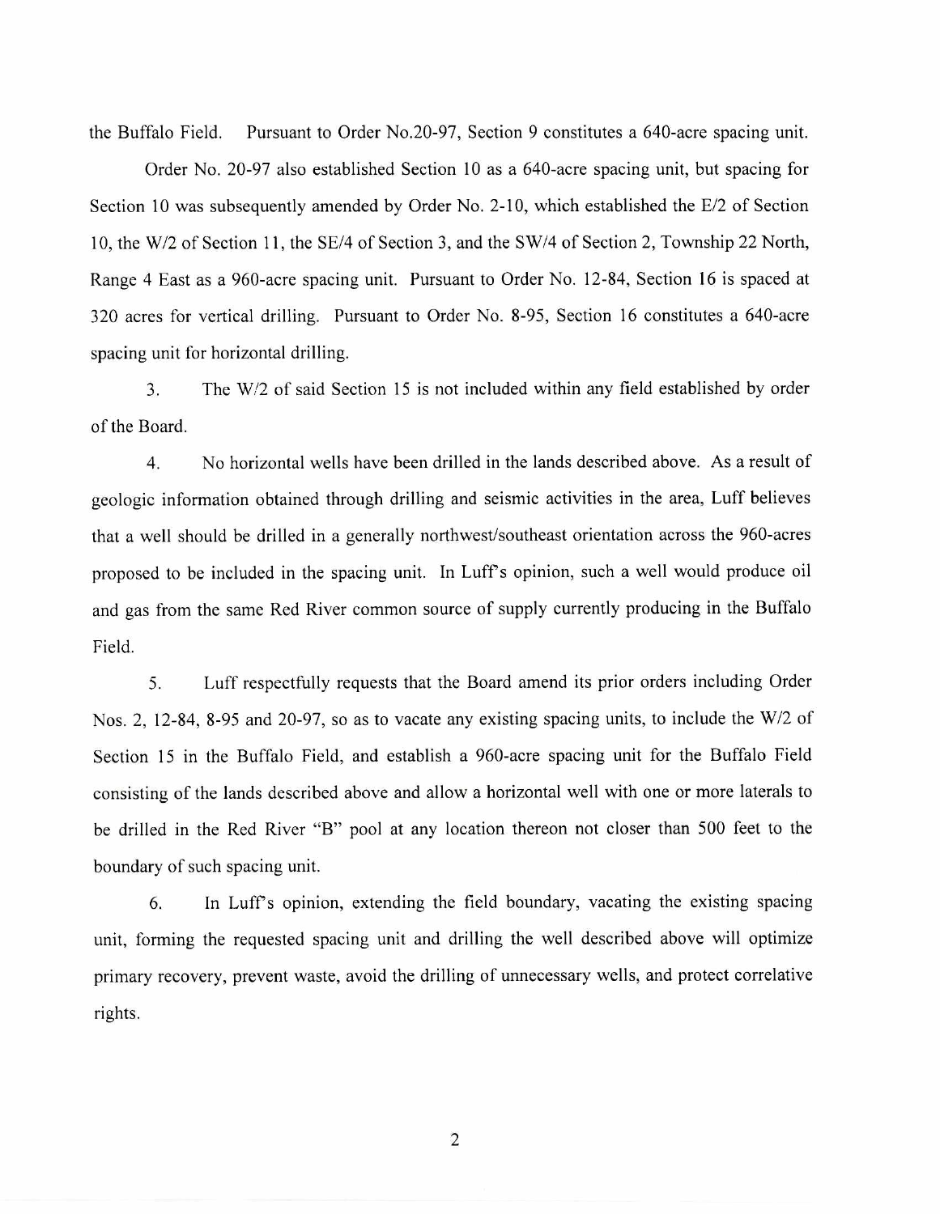the Buffalo Field. Pursuant to Order No.20-97, Section 9 constitutes a 640-acre spacing unit.

Order No. 20-97 also established Section 10 as a 640-acre spacing unit, but spacing for Section 10 was subsequently amended by Order No. 2-10, which established the E/2 of Section 10, the W/2 of Section 11, the SE/4 of Section 3, and the SW/4 of Section 2, Township 22 North, Range 4 East as a 960-acre spacing unit. Pursuant to Order No. 12-84, Section 16 is spaced at 320 acres for vertical drilling. Pursuant to Order No. 8-95, Section 16 constitutes a 640-acre spacing unit for horizontal drilling.

3. The W/2 of said Section 15 is not included within any field established by order of the Board.

4. No horizontal wells have been drilled in the lands described above. As a result of geologic information obtained through drilling and seismic activities in the area, Luff believes that a well should be drilled in a generally northwest/southeast orientation across the 960-acres proposed to be included in the spacing unit. In Luff's opinion, such a well would produce oil and gas from the same Red River common source of supply currently producing in the Buffalo Field.

5. Luff respectfully requests that the Board amend its prior orders including Order Nos. 2, 12-84, 8-95 and 20-97, so as to vacate any existing spacing units, to include the W/2 of Section 15 in the Buffalo Field, and establish a 960-acre spacing unit for the Buffalo Field consisting of the lands described above and allow a horizontal well with one or more laterals to be drilled in the Red River "B" pool at any location thereon not closer than 500 feet to the boundary of such spacing unit.

6. In Luff's opinion, extending the field boundary, vacating the existing spacing unit, forming the requested spacing unit and drilling the well described above will optimize primary recovery, prevent waste, avoid the drilling of unnecessary wells, and protect correlative rights.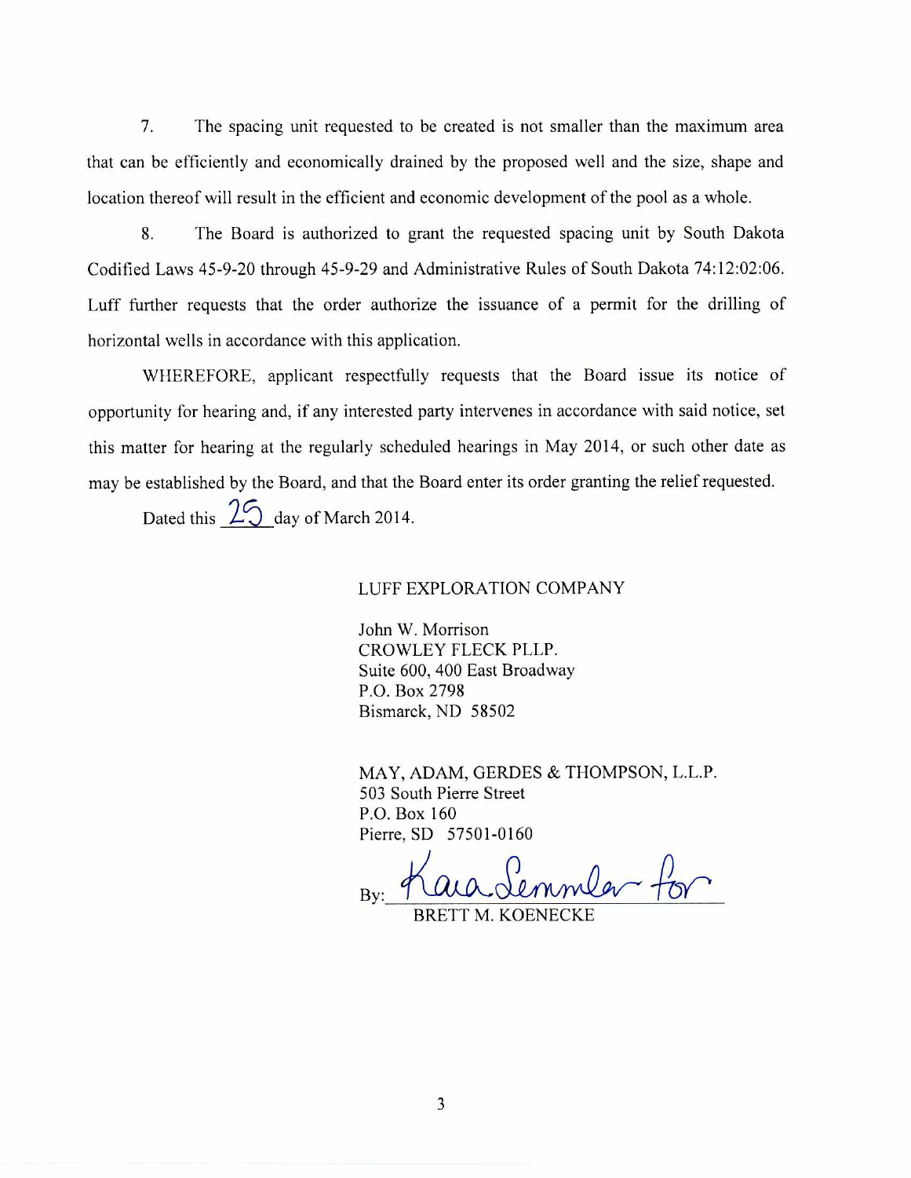7. The spacing unit requested to be created is not smaller than the maximum area that can be efficiently and economically drained by the proposed well and the size, shape and location thereof will result in the efficient and economic development of the pool as a whole.

8. The Board is authorized to grant the requested spacing unit by South Dakota Codified Laws 45-9-20 through 45-9-29 and Administrative Rules of South Dakota 74:12:02:06. Luff further requests that the order authorize the issuance of a permit for the drilling of horizontal wells in accordance with this application.

WHEREFORE, applicant respectfully requests that the Board issue its notice of opportunity for hearing and, if any interested party intervenes in accordance with said notice, set this matter for hearing at the regularly scheduled hearings in May 2014, or such other date as may be established by the Board, and that the Board enter its order granting the relief requested.

Dated this 25 day of March 2014.

LUFF EXPLORATION COMPANY

John W. Morrison
CROWLEY FLECK PLLP.
Suite 600, 400 East Broadway
P.O. Box 2798
Bismarck, ND 58502

MAY, ADAM, GERDES & THOMPSON, L.L.P.
503 South Pierre Street
P.O. Box 160
Pierre, SD 57501-0160

By: Kara Semmler for
BRETT M. KOENECKE